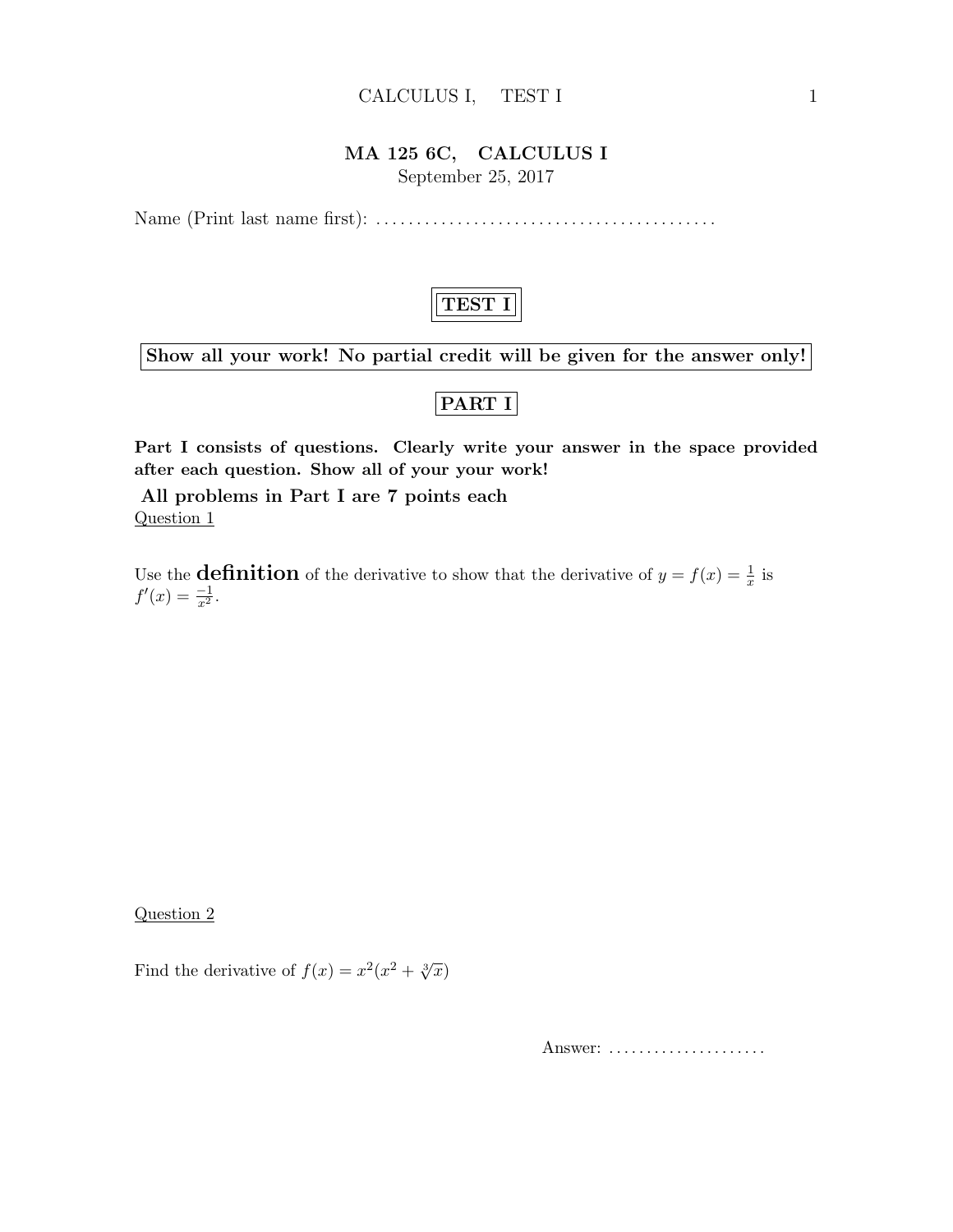# MA 125 6C, CALCULUS I

September 25, 2017

Name (Print last name first): ........................................

## TEST I

**Show all your work! No partial credit will be given for the answer only!**

## PART I

**Part I consists of questions. Clearly write your answer in the space provided after each question. Show all of your your work!**

**All problems in Part I are 7 points each**

Question 1

Use the **definition** of the derivative to show that the derivative of $y = f(x) = \frac{1}{x}$ is $f'(x) = \frac{-1}{x^2}$.

Question 2

Find the derivative of $f(x) = x^2(x^2 + \sqrt[3]{x})$

Answer: .....................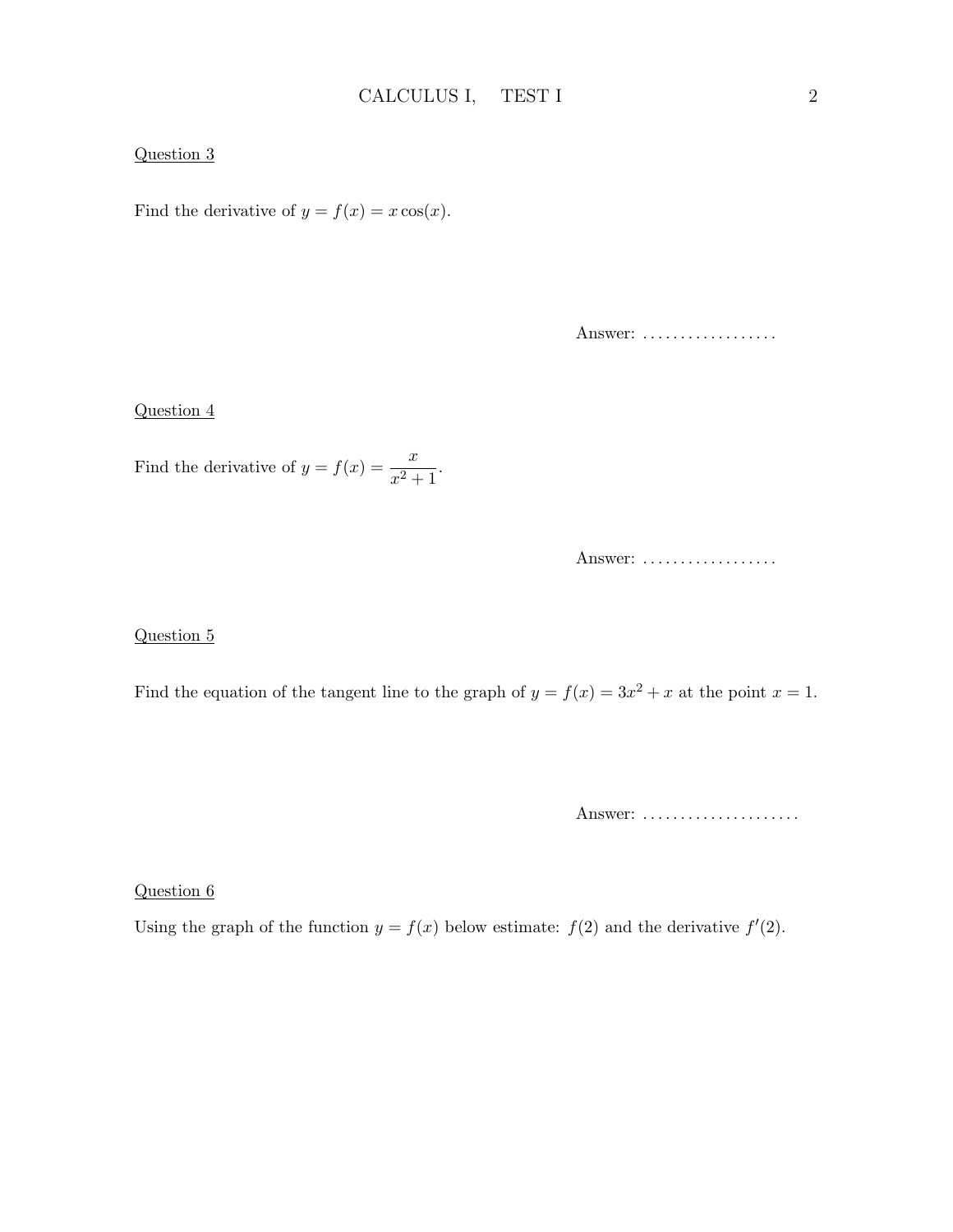Question 3

Find the derivative of $y = f(x) = x\cos(x)$.

Answer: ..................

Question 4

Find the derivative of $y = f(x) = \dfrac{x}{x^2+1}$.

Answer: ..................

Question 5

Find the equation of the tangent line to the graph of $y = f(x) = 3x^2 + x$ at the point $x = 1$.

Answer: .....................

Question 6

Using the graph of the function $y = f(x)$ below estimate: $f(2)$ and the derivative $f'(2)$.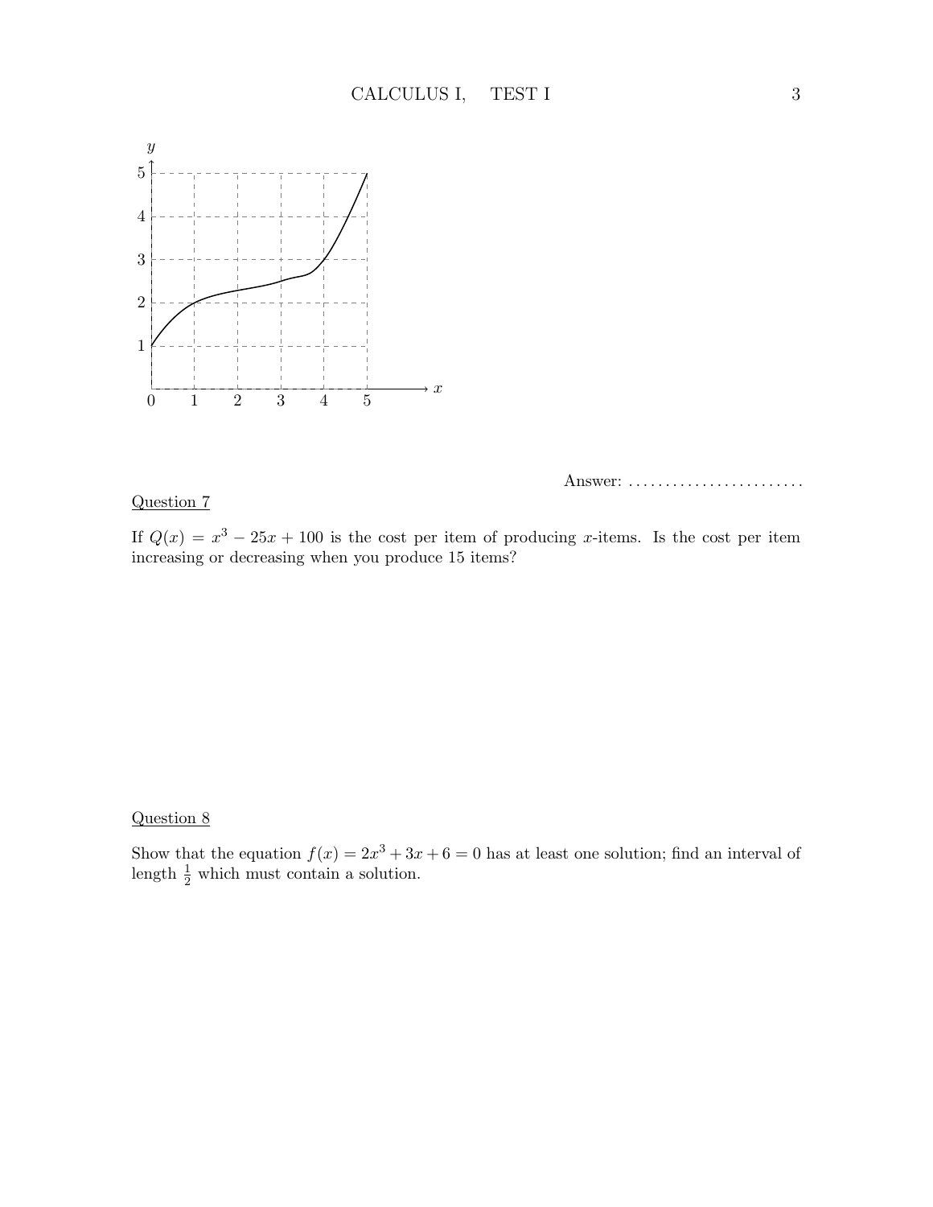Answer: ........................

Question 7

If $Q(x) = x^3 - 25x + 100$ is the cost per item of producing $x$-items. Is the cost per item increasing or decreasing when you produce 15 items?

Question 8

Show that the equation $f(x) = 2x^3 + 3x + 6 = 0$ has at least one solution; find an interval of length $\frac{1}{2}$ which must contain a solution.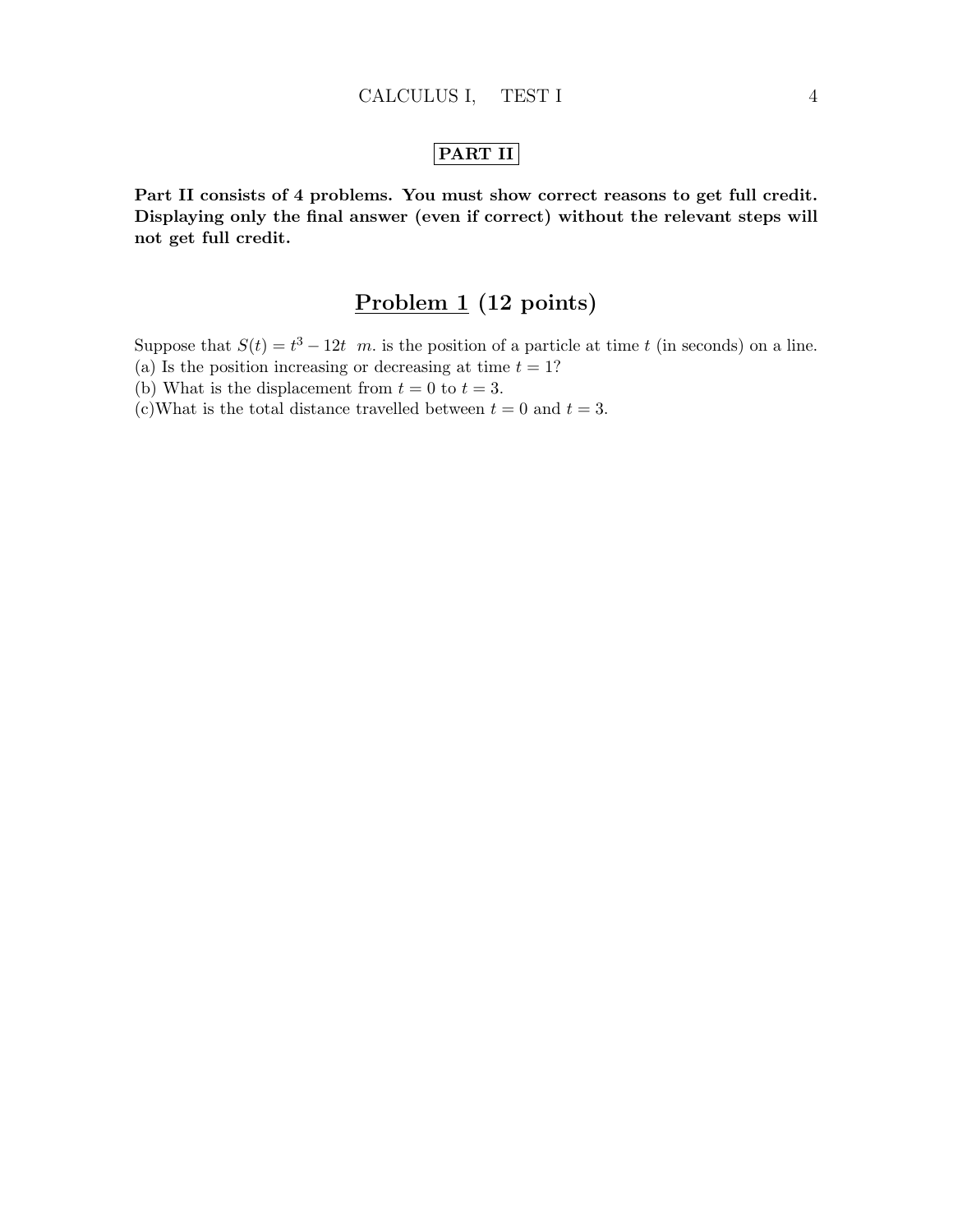**PART II**

**Part II consists of 4 problems. You must show correct reasons to get full credit. Displaying only the final answer (even if correct) without the relevant steps will not get full credit.**

## Problem 1 (12 points)

Suppose that $S(t) = t^3 - 12t\ \ m.$ is the position of a particle at time $t$ (in seconds) on a line.
(a) Is the position increasing or decreasing at time $t = 1$?
(b) What is the displacement from $t = 0$ to $t = 3$.
(c)What is the total distance travelled between $t = 0$ and $t = 3$.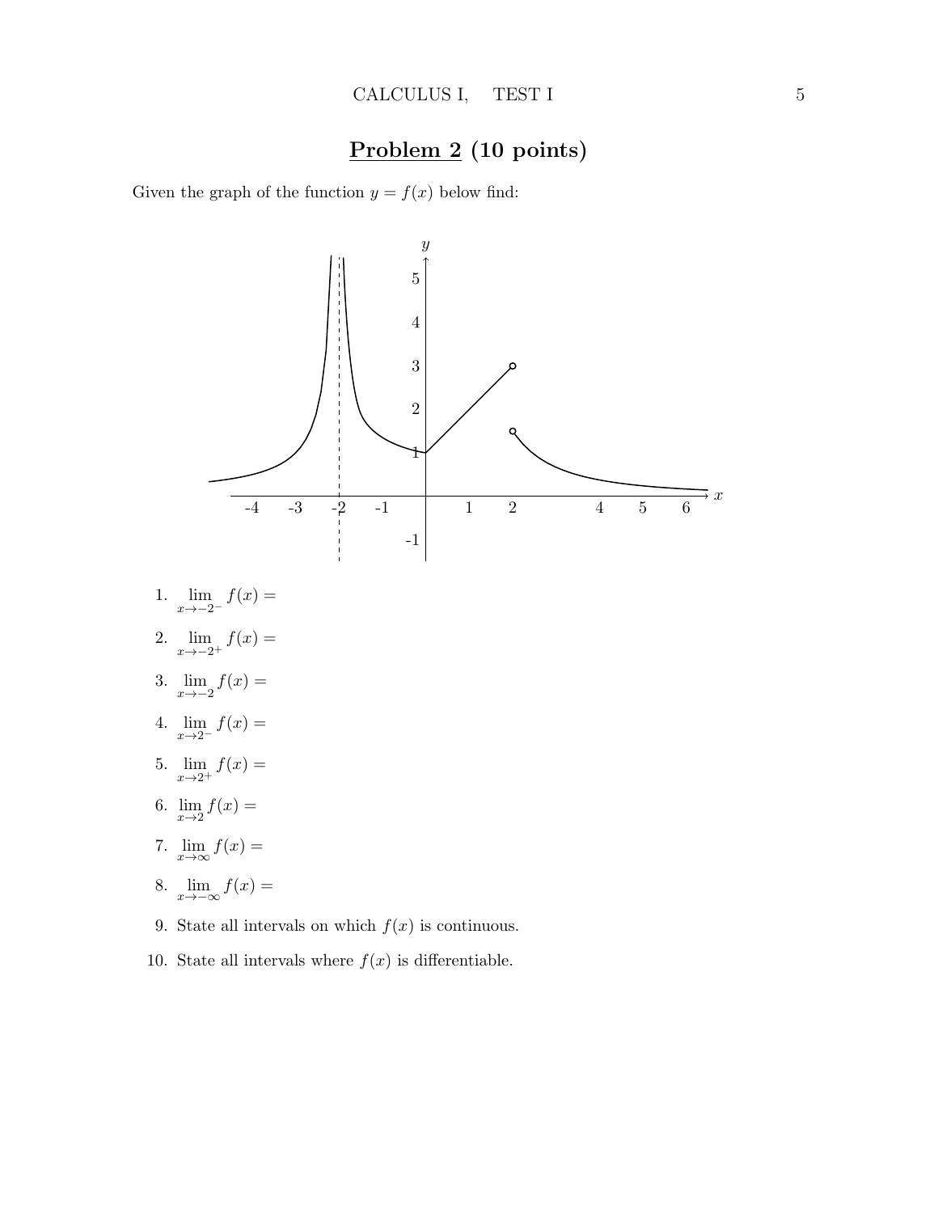## **Problem 2** (10 points)

Given the graph of the function $y = f(x)$ below find:

1. $\lim_{x \to -2^-} f(x) =$
2. $\lim_{x \to -2^+} f(x) =$
3. $\lim_{x \to -2} f(x) =$
4. $\lim_{x \to 2^-} f(x) =$
5. $\lim_{x \to 2^+} f(x) =$
6. $\lim_{x \to 2} f(x) =$
7. $\lim_{x \to \infty} f(x) =$
8. $\lim_{x \to -\infty} f(x) =$
9. State all intervals on which $f(x)$ is continuous.
10. State all intervals where $f(x)$ is differentiable.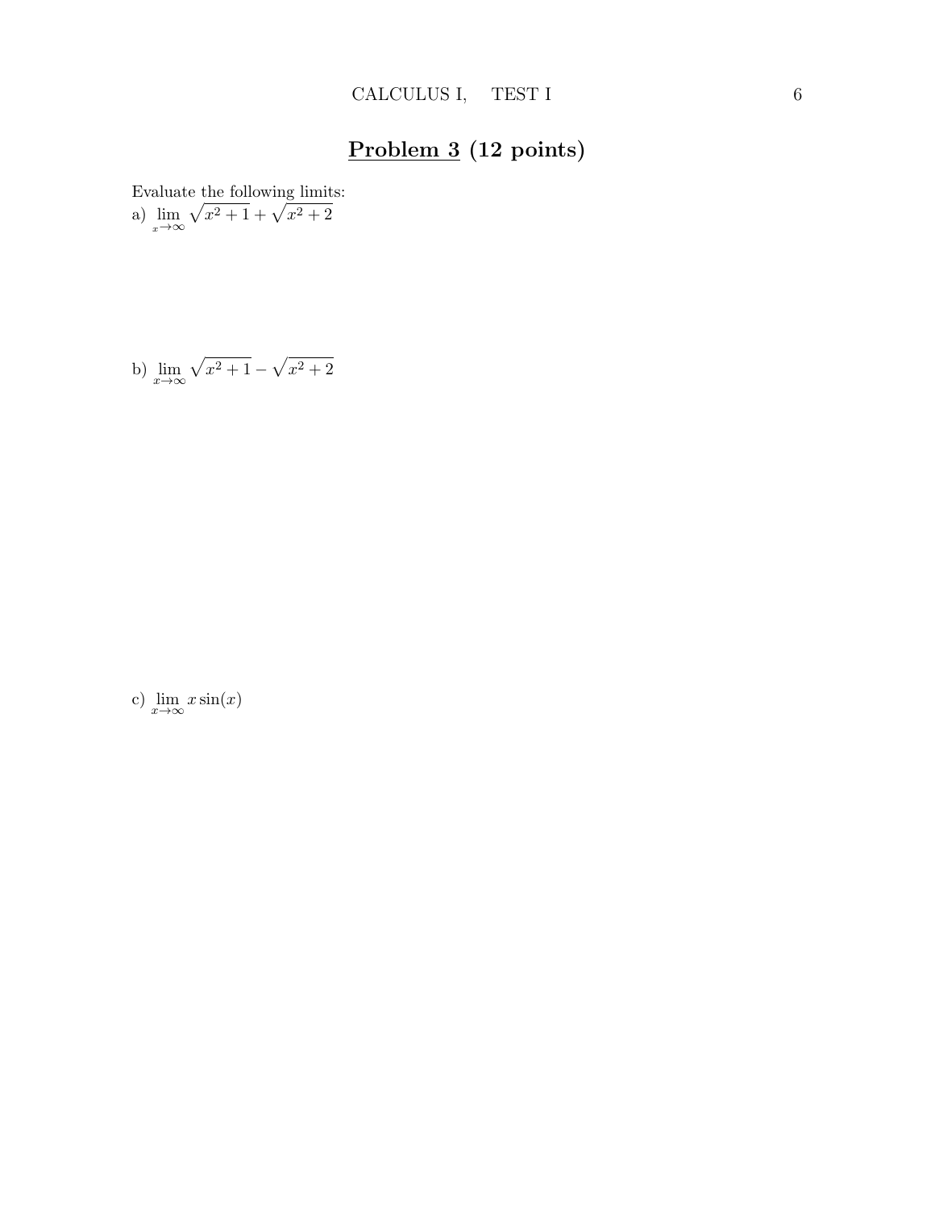# **Problem 3** (12 points)

Evaluate the following limits:

a) $\lim_{x \to \infty} \sqrt{x^2 + 1} + \sqrt{x^2 + 2}$

b) $\lim_{x \to \infty} \sqrt{x^2 + 1} - \sqrt{x^2 + 2}$

c) $\lim_{x \to \infty} x \sin(x)$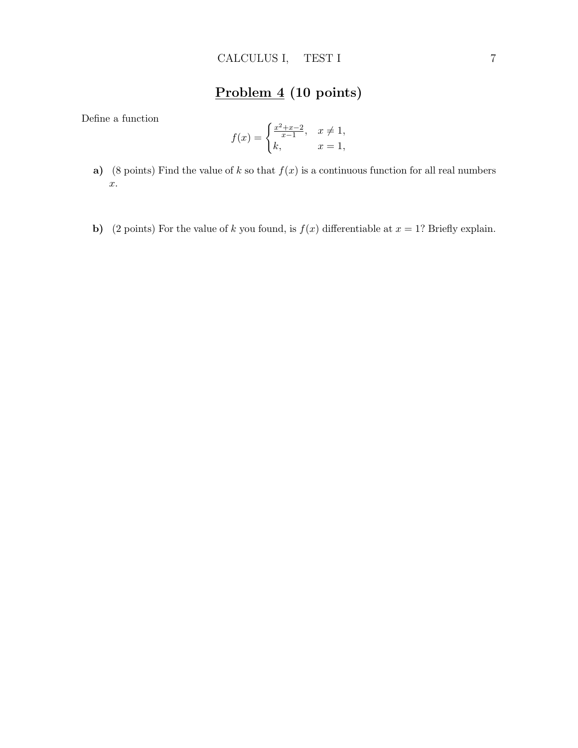## Problem 4 (10 points)

Define a function

$$f(x) = \begin{cases} \frac{x^2+x-2}{x-1}, & x \neq 1, \\ k, & x = 1, \end{cases}$$

**a)** (8 points) Find the value of $k$ so that $f(x)$ is a continuous function for all real numbers $x$.

**b)** (2 points) For the value of $k$ you found, is $f(x)$ differentiable at $x = 1$? Briefly explain.